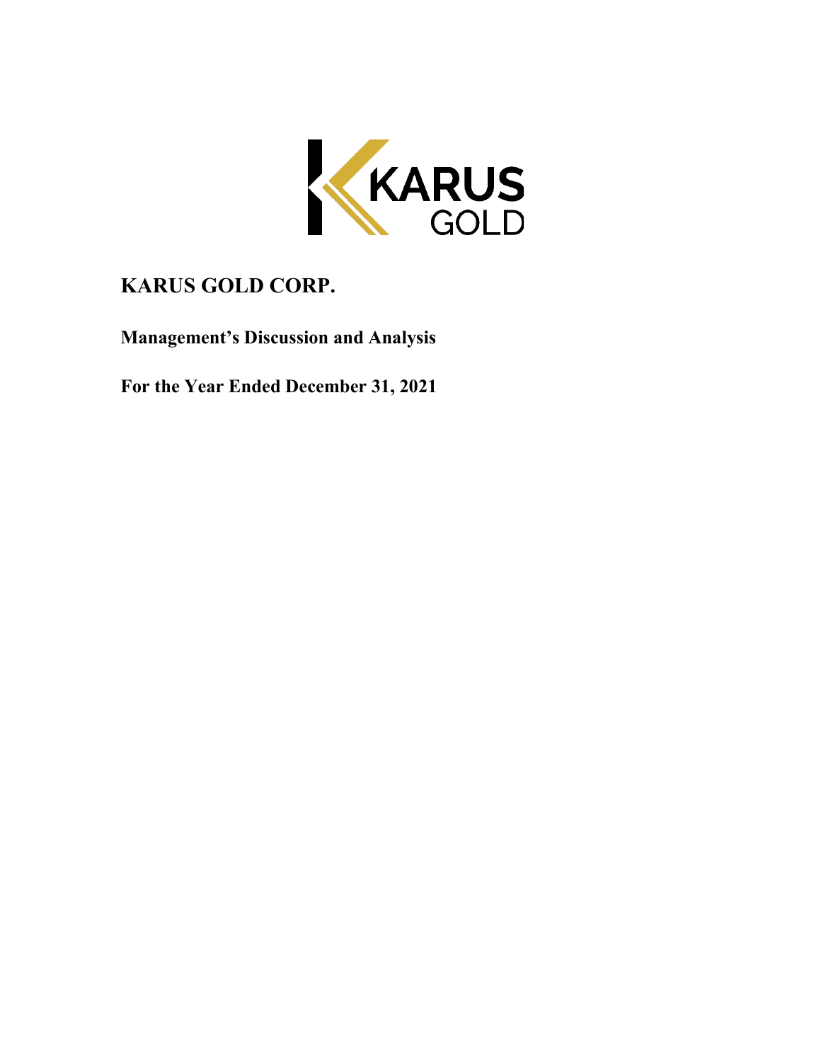# KARUS GOLD CORP.

**Management's Discussion and Analysis**

**For the Year Ended December 31, 2021**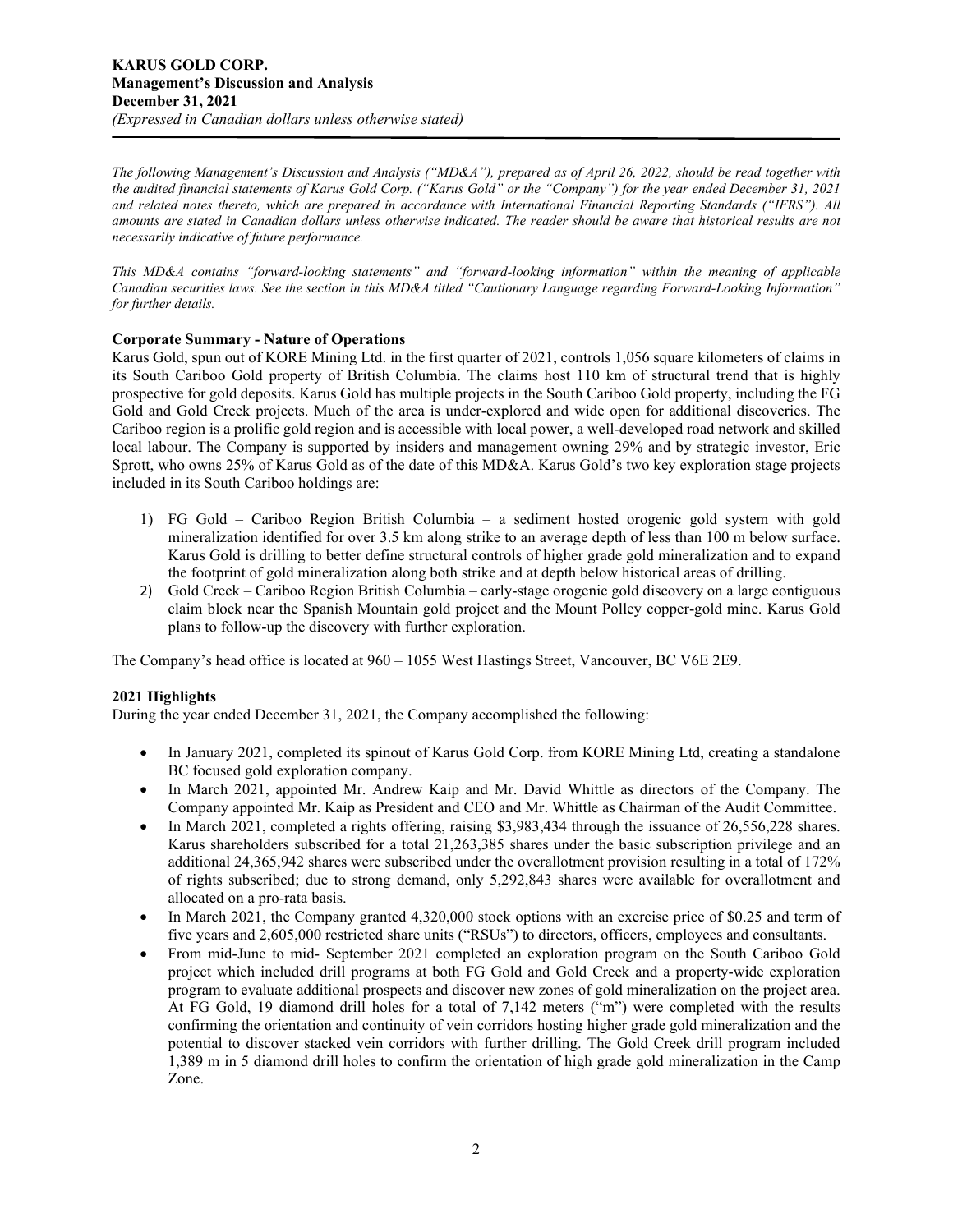*The following Management's Discussion and Analysis ("MD&A"), prepared as of April 26, 2022, should be read together with the audited financial statements of Karus Gold Corp. ("Karus Gold" or the "Company") for the year ended December 31, 2021 and related notes thereto, which are prepared in accordance with International Financial Reporting Standards ("IFRS"). All amounts are stated in Canadian dollars unless otherwise indicated. The reader should be aware that historical results are not necessarily indicative of future performance.*

*This MD&A contains "forward-looking statements" and "forward-looking information" within the meaning of applicable Canadian securities laws. See the section in this MD&A titled "Cautionary Language regarding Forward-Looking Information" for further details.*

### Corporate Summary - Nature of Operations

Karus Gold, spun out of KORE Mining Ltd. in the first quarter of 2021, controls 1,056 square kilometers of claims in its South Cariboo Gold property of British Columbia. The claims host 110 km of structural trend that is highly prospective for gold deposits. Karus Gold has multiple projects in the South Cariboo Gold property, including the FG Gold and Gold Creek projects. Much of the area is under-explored and wide open for additional discoveries. The Cariboo region is a prolific gold region and is accessible with local power, a well-developed road network and skilled local labour. The Company is supported by insiders and management owning 29% and by strategic investor, Eric Sprott, who owns 25% of Karus Gold as of the date of this MD&A. Karus Gold's two key exploration stage projects included in its South Cariboo holdings are:

1) FG Gold – Cariboo Region British Columbia – a sediment hosted orogenic gold system with gold mineralization identified for over 3.5 km along strike to an average depth of less than 100 m below surface. Karus Gold is drilling to better define structural controls of higher grade gold mineralization and to expand the footprint of gold mineralization along both strike and at depth below historical areas of drilling.
2) Gold Creek – Cariboo Region British Columbia – early-stage orogenic gold discovery on a large contiguous claim block near the Spanish Mountain gold project and the Mount Polley copper-gold mine. Karus Gold plans to follow-up the discovery with further exploration.

The Company's head office is located at 960 – 1055 West Hastings Street, Vancouver, BC V6E 2E9.

### 2021 Highlights

During the year ended December 31, 2021, the Company accomplished the following:

- In January 2021, completed its spinout of Karus Gold Corp. from KORE Mining Ltd, creating a standalone BC focused gold exploration company.
- In March 2021, appointed Mr. Andrew Kaip and Mr. David Whittle as directors of the Company. The Company appointed Mr. Kaip as President and CEO and Mr. Whittle as Chairman of the Audit Committee.
- In March 2021, completed a rights offering, raising $3,983,434 through the issuance of 26,556,228 shares. Karus shareholders subscribed for a total 21,263,385 shares under the basic subscription privilege and an additional 24,365,942 shares were subscribed under the overallotment provision resulting in a total of 172% of rights subscribed; due to strong demand, only 5,292,843 shares were available for overallotment and allocated on a pro-rata basis.
- In March 2021, the Company granted 4,320,000 stock options with an exercise price of $0.25 and term of five years and 2,605,000 restricted share units ("RSUs") to directors, officers, employees and consultants.
- From mid-June to mid- September 2021 completed an exploration program on the South Cariboo Gold project which included drill programs at both FG Gold and Gold Creek and a property-wide exploration program to evaluate additional prospects and discover new zones of gold mineralization on the project area. At FG Gold, 19 diamond drill holes for a total of 7,142 meters ("m") were completed with the results confirming the orientation and continuity of vein corridors hosting higher grade gold mineralization and the potential to discover stacked vein corridors with further drilling. The Gold Creek drill program included 1,389 m in 5 diamond drill holes to confirm the orientation of high grade gold mineralization in the Camp Zone.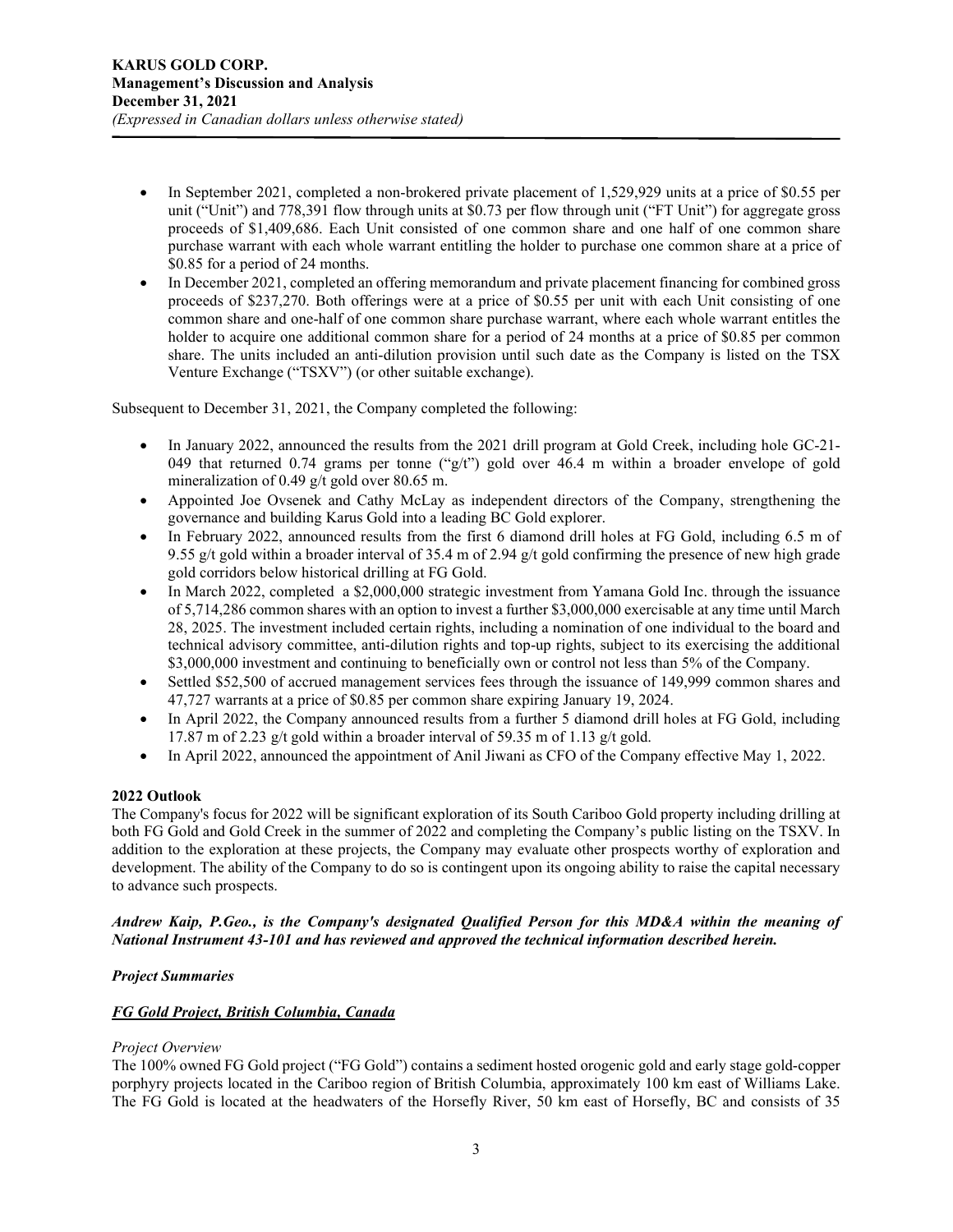- In September 2021, completed a non-brokered private placement of 1,529,929 units at a price of $0.55 per unit ("Unit") and 778,391 flow through units at $0.73 per flow through unit ("FT Unit") for aggregate gross proceeds of $1,409,686. Each Unit consisted of one common share and one half of one common share purchase warrant with each whole warrant entitling the holder to purchase one common share at a price of $0.85 for a period of 24 months.
- In December 2021, completed an offering memorandum and private placement financing for combined gross proceeds of $237,270. Both offerings were at a price of $0.55 per unit with each Unit consisting of one common share and one-half of one common share purchase warrant, where each whole warrant entitles the holder to acquire one additional common share for a period of 24 months at a price of $0.85 per common share. The units included an anti-dilution provision until such date as the Company is listed on the TSX Venture Exchange ("TSXV") (or other suitable exchange).

Subsequent to December 31, 2021, the Company completed the following:

- In January 2022, announced the results from the 2021 drill program at Gold Creek, including hole GC-21-049 that returned 0.74 grams per tonne ("g/t") gold over 46.4 m within a broader envelope of gold mineralization of 0.49 g/t gold over 80.65 m.
- Appointed Joe Ovsenek and Cathy McLay as independent directors of the Company, strengthening the governance and building Karus Gold into a leading BC Gold explorer.
- In February 2022, announced results from the first 6 diamond drill holes at FG Gold, including 6.5 m of 9.55 g/t gold within a broader interval of 35.4 m of 2.94 g/t gold confirming the presence of new high grade gold corridors below historical drilling at FG Gold.
- In March 2022, completed a $2,000,000 strategic investment from Yamana Gold Inc. through the issuance of 5,714,286 common shares with an option to invest a further $3,000,000 exercisable at any time until March 28, 2025. The investment included certain rights, including a nomination of one individual to the board and technical advisory committee, anti-dilution rights and top-up rights, subject to its exercising the additional $3,000,000 investment and continuing to beneficially own or control not less than 5% of the Company.
- Settled $52,500 of accrued management services fees through the issuance of 149,999 common shares and 47,727 warrants at a price of $0.85 per common share expiring January 19, 2024.
- In April 2022, the Company announced results from a further 5 diamond drill holes at FG Gold, including 17.87 m of 2.23 g/t gold within a broader interval of 59.35 m of 1.13 g/t gold.
- In April 2022, announced the appointment of Anil Jiwani as CFO of the Company effective May 1, 2022.

**2022 Outlook**

The Company's focus for 2022 will be significant exploration of its South Cariboo Gold property including drilling at both FG Gold and Gold Creek in the summer of 2022 and completing the Company's public listing on the TSXV. In addition to the exploration at these projects, the Company may evaluate other prospects worthy of exploration and development. The ability of the Company to do so is contingent upon its ongoing ability to raise the capital necessary to advance such prospects.

***Andrew Kaip, P.Geo., is the Company's designated Qualified Person for this MD&A within the meaning of National Instrument 43-101 and has reviewed and approved the technical information described herein.***

***Project Summaries***

***FG Gold Project, British Columbia, Canada***

*Project Overview*

The 100% owned FG Gold project ("FG Gold") contains a sediment hosted orogenic gold and early stage gold-copper porphyry projects located in the Cariboo region of British Columbia, approximately 100 km east of Williams Lake. The FG Gold is located at the headwaters of the Horsefly River, 50 km east of Horsefly, BC and consists of 35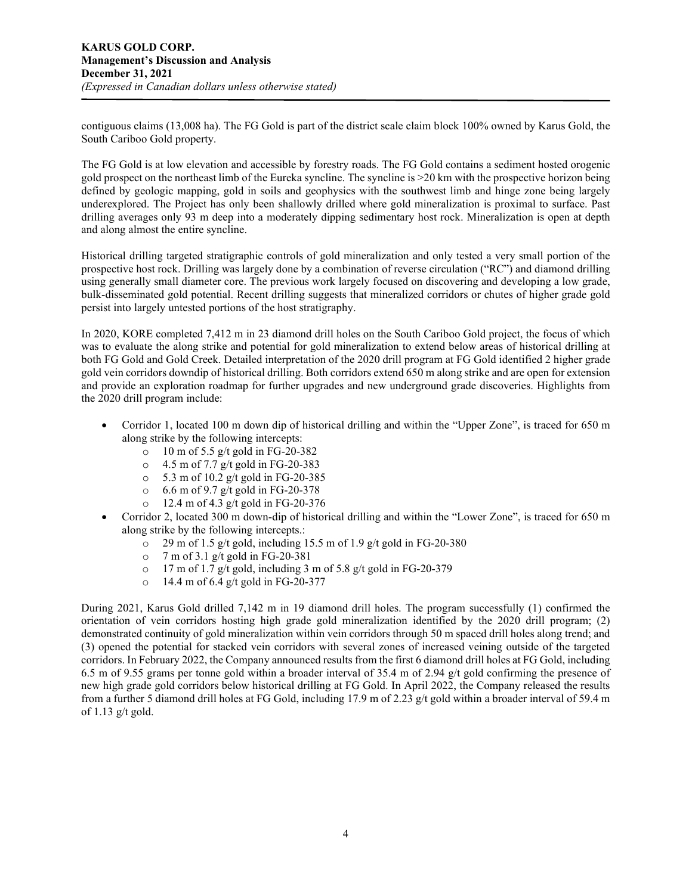contiguous claims (13,008 ha). The FG Gold is part of the district scale claim block 100% owned by Karus Gold, the South Cariboo Gold property.

The FG Gold is at low elevation and accessible by forestry roads. The FG Gold contains a sediment hosted orogenic gold prospect on the northeast limb of the Eureka syncline. The syncline is >20 km with the prospective horizon being defined by geologic mapping, gold in soils and geophysics with the southwest limb and hinge zone being largely underexplored. The Project has only been shallowly drilled where gold mineralization is proximal to surface. Past drilling averages only 93 m deep into a moderately dipping sedimentary host rock. Mineralization is open at depth and along almost the entire syncline.

Historical drilling targeted stratigraphic controls of gold mineralization and only tested a very small portion of the prospective host rock. Drilling was largely done by a combination of reverse circulation ("RC") and diamond drilling using generally small diameter core. The previous work largely focused on discovering and developing a low grade, bulk-disseminated gold potential. Recent drilling suggests that mineralized corridors or chutes of higher grade gold persist into largely untested portions of the host stratigraphy.

In 2020, KORE completed 7,412 m in 23 diamond drill holes on the South Cariboo Gold project, the focus of which was to evaluate the along strike and potential for gold mineralization to extend below areas of historical drilling at both FG Gold and Gold Creek. Detailed interpretation of the 2020 drill program at FG Gold identified 2 higher grade gold vein corridors downdip of historical drilling. Both corridors extend 650 m along strike and are open for extension and provide an exploration roadmap for further upgrades and new underground grade discoveries. Highlights from the 2020 drill program include:

- Corridor 1, located 100 m down dip of historical drilling and within the "Upper Zone", is traced for 650 m along strike by the following intercepts:
  - 10 m of 5.5 g/t gold in FG-20-382
  - 4.5 m of 7.7 g/t gold in FG-20-383
  - 5.3 m of 10.2 g/t gold in FG-20-385
  - 6.6 m of 9.7 g/t gold in FG-20-378
  - 12.4 m of 4.3 g/t gold in FG-20-376
- Corridor 2, located 300 m down-dip of historical drilling and within the "Lower Zone", is traced for 650 m along strike by the following intercepts.:
  - 29 m of 1.5 g/t gold, including 15.5 m of 1.9 g/t gold in FG-20-380
  - 7 m of 3.1 g/t gold in FG-20-381
  - 17 m of 1.7 g/t gold, including 3 m of 5.8 g/t gold in FG-20-379
  - 14.4 m of 6.4 g/t gold in FG-20-377

During 2021, Karus Gold drilled 7,142 m in 19 diamond drill holes. The program successfully (1) confirmed the orientation of vein corridors hosting high grade gold mineralization identified by the 2020 drill program; (2) demonstrated continuity of gold mineralization within vein corridors through 50 m spaced drill holes along trend; and (3) opened the potential for stacked vein corridors with several zones of increased veining outside of the targeted corridors. In February 2022, the Company announced results from the first 6 diamond drill holes at FG Gold, including 6.5 m of 9.55 grams per tonne gold within a broader interval of 35.4 m of 2.94 g/t gold confirming the presence of new high grade gold corridors below historical drilling at FG Gold. In April 2022, the Company released the results from a further 5 diamond drill holes at FG Gold, including 17.9 m of 2.23 g/t gold within a broader interval of 59.4 m of 1.13 g/t gold.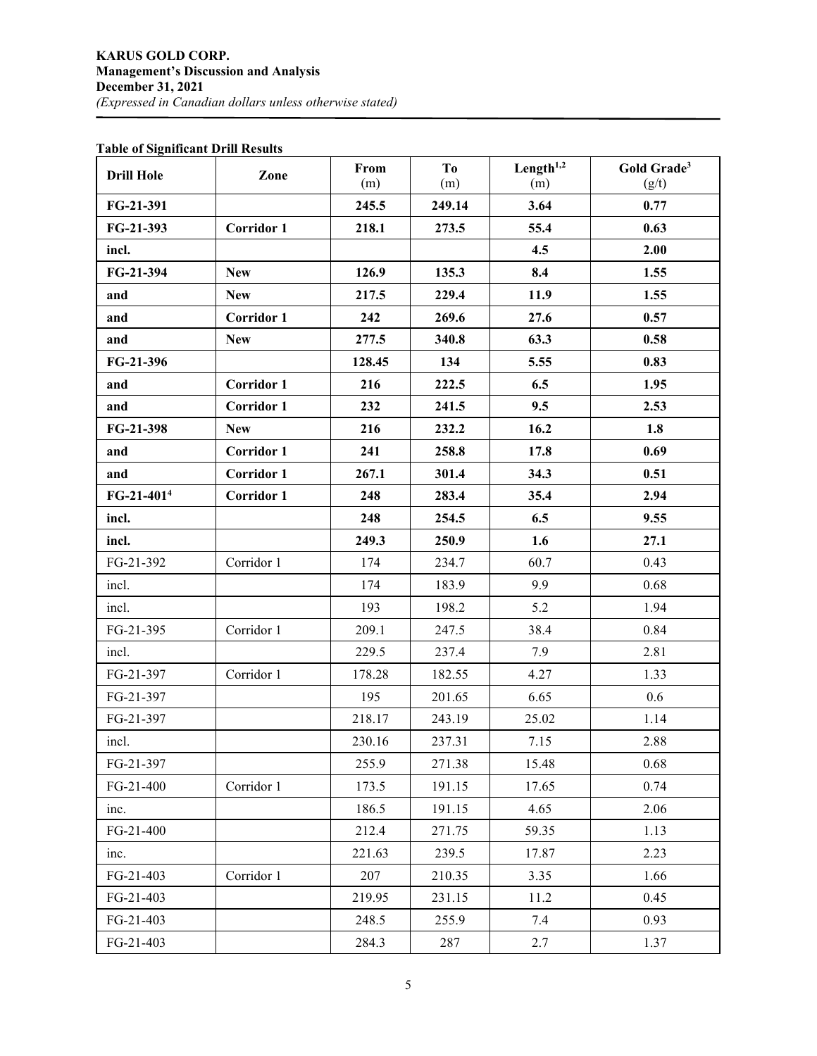**Table of Significant Drill Results**

| Drill Hole | Zone | From (m) | To (m) | Length[1,2] (m) | Gold Grade[3] (g/t) |
|---|---|---|---|---|---|
| **FG-21-391** | | **245.5** | **249.14** | **3.64** | **0.77** |
| **FG-21-393** | **Corridor 1** | **218.1** | **273.5** | **55.4** | **0.63** |
| **incl.** | | | | **4.5** | **2.00** |
| **FG-21-394** | **New** | **126.9** | **135.3** | **8.4** | **1.55** |
| **and** | **New** | **217.5** | **229.4** | **11.9** | **1.55** |
| **and** | **Corridor 1** | **242** | **269.6** | **27.6** | **0.57** |
| **and** | **New** | **277.5** | **340.8** | **63.3** | **0.58** |
| **FG-21-396** | | **128.45** | **134** | **5.55** | **0.83** |
| **and** | **Corridor 1** | **216** | **222.5** | **6.5** | **1.95** |
| **and** | **Corridor 1** | **232** | **241.5** | **9.5** | **2.53** |
| **FG-21-398** | **New** | **216** | **232.2** | **16.2** | **1.8** |
| **and** | **Corridor 1** | **241** | **258.8** | **17.8** | **0.69** |
| **and** | **Corridor 1** | **267.1** | **301.4** | **34.3** | **0.51** |
| **FG-21-401[4]** | **Corridor 1** | **248** | **283.4** | **35.4** | **2.94** |
| **incl.** | | **248** | **254.5** | **6.5** | **9.55** |
| **incl.** | | **249.3** | **250.9** | **1.6** | **27.1** |
| FG-21-392 | Corridor 1 | 174 | 234.7 | 60.7 | 0.43 |
| incl. | | 174 | 183.9 | 9.9 | 0.68 |
| incl. | | 193 | 198.2 | 5.2 | 1.94 |
| FG-21-395 | Corridor 1 | 209.1 | 247.5 | 38.4 | 0.84 |
| incl. | | 229.5 | 237.4 | 7.9 | 2.81 |
| FG-21-397 | Corridor 1 | 178.28 | 182.55 | 4.27 | 1.33 |
| FG-21-397 | | 195 | 201.65 | 6.65 | 0.6 |
| FG-21-397 | | 218.17 | 243.19 | 25.02 | 1.14 |
| incl. | | 230.16 | 237.31 | 7.15 | 2.88 |
| FG-21-397 | | 255.9 | 271.38 | 15.48 | 0.68 |
| FG-21-400 | Corridor 1 | 173.5 | 191.15 | 17.65 | 0.74 |
| inc. | | 186.5 | 191.15 | 4.65 | 2.06 |
| FG-21-400 | | 212.4 | 271.75 | 59.35 | 1.13 |
| inc. | | 221.63 | 239.5 | 17.87 | 2.23 |
| FG-21-403 | Corridor 1 | 207 | 210.35 | 3.35 | 1.66 |
| FG-21-403 | | 219.95 | 231.15 | 11.2 | 0.45 |
| FG-21-403 | | 248.5 | 255.9 | 7.4 | 0.93 |
| FG-21-403 | | 284.3 | 287 | 2.7 | 1.37 |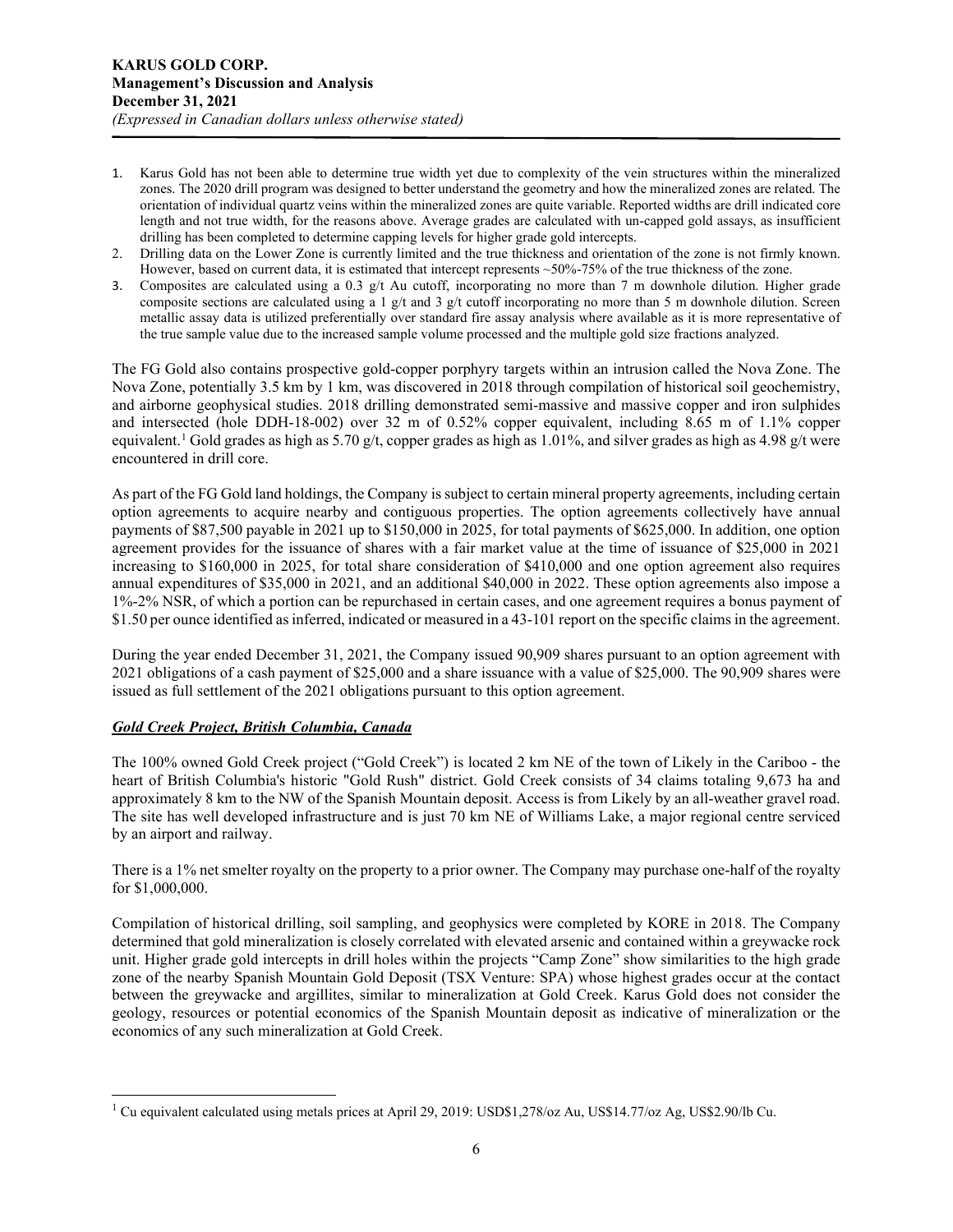1. Karus Gold has not been able to determine true width yet due to complexity of the vein structures within the mineralized zones. The 2020 drill program was designed to better understand the geometry and how the mineralized zones are related. The orientation of individual quartz veins within the mineralized zones are quite variable. Reported widths are drill indicated core length and not true width, for the reasons above. Average grades are calculated with un-capped gold assays, as insufficient drilling has been completed to determine capping levels for higher grade gold intercepts.
2. Drilling data on the Lower Zone is currently limited and the true thickness and orientation of the zone is not firmly known. However, based on current data, it is estimated that intercept represents ~50%-75% of the true thickness of the zone.
3. Composites are calculated using a 0.3 g/t Au cutoff, incorporating no more than 7 m downhole dilution. Higher grade composite sections are calculated using a 1 g/t and 3 g/t cutoff incorporating no more than 5 m downhole dilution. Screen metallic assay data is utilized preferentially over standard fire assay analysis where available as it is more representative of the true sample value due to the increased sample volume processed and the multiple gold size fractions analyzed.

The FG Gold also contains prospective gold-copper porphyry targets within an intrusion called the Nova Zone. The Nova Zone, potentially 3.5 km by 1 km, was discovered in 2018 through compilation of historical soil geochemistry, and airborne geophysical studies. 2018 drilling demonstrated semi-massive and massive copper and iron sulphides and intersected (hole DDH-18-002) over 32 m of 0.52% copper equivalent, including 8.65 m of 1.1% copper equivalent.[1] Gold grades as high as 5.70 g/t, copper grades as high as 1.01%, and silver grades as high as 4.98 g/t were encountered in drill core.

As part of the FG Gold land holdings, the Company is subject to certain mineral property agreements, including certain option agreements to acquire nearby and contiguous properties. The option agreements collectively have annual payments of $87,500 payable in 2021 up to $150,000 in 2025, for total payments of $625,000. In addition, one option agreement provides for the issuance of shares with a fair market value at the time of issuance of $25,000 in 2021 increasing to $160,000 in 2025, for total share consideration of $410,000 and one option agreement also requires annual expenditures of $35,000 in 2021, and an additional $40,000 in 2022. These option agreements also impose a 1%-2% NSR, of which a portion can be repurchased in certain cases, and one agreement requires a bonus payment of $1.50 per ounce identified as inferred, indicated or measured in a 43-101 report on the specific claims in the agreement.

During the year ended December 31, 2021, the Company issued 90,909 shares pursuant to an option agreement with 2021 obligations of a cash payment of $25,000 and a share issuance with a value of $25,000. The 90,909 shares were issued as full settlement of the 2021 obligations pursuant to this option agreement.

***Gold Creek Project, British Columbia, Canada***

The 100% owned Gold Creek project ("Gold Creek") is located 2 km NE of the town of Likely in the Cariboo - the heart of British Columbia's historic "Gold Rush" district. Gold Creek consists of 34 claims totaling 9,673 ha and approximately 8 km to the NW of the Spanish Mountain deposit. Access is from Likely by an all-weather gravel road. The site has well developed infrastructure and is just 70 km NE of Williams Lake, a major regional centre serviced by an airport and railway.

There is a 1% net smelter royalty on the property to a prior owner. The Company may purchase one-half of the royalty for $1,000,000.

Compilation of historical drilling, soil sampling, and geophysics were completed by KORE in 2018. The Company determined that gold mineralization is closely correlated with elevated arsenic and contained within a greywacke rock unit. Higher grade gold intercepts in drill holes within the projects "Camp Zone" show similarities to the high grade zone of the nearby Spanish Mountain Gold Deposit (TSX Venture: SPA) whose highest grades occur at the contact between the greywacke and argillites, similar to mineralization at Gold Creek. Karus Gold does not consider the geology, resources or potential economics of the Spanish Mountain deposit as indicative of mineralization or the economics of any such mineralization at Gold Creek.

[1] Cu equivalent calculated using metals prices at April 29, 2019: USD$1,278/oz Au, US$14.77/oz Ag, US$2.90/lb Cu.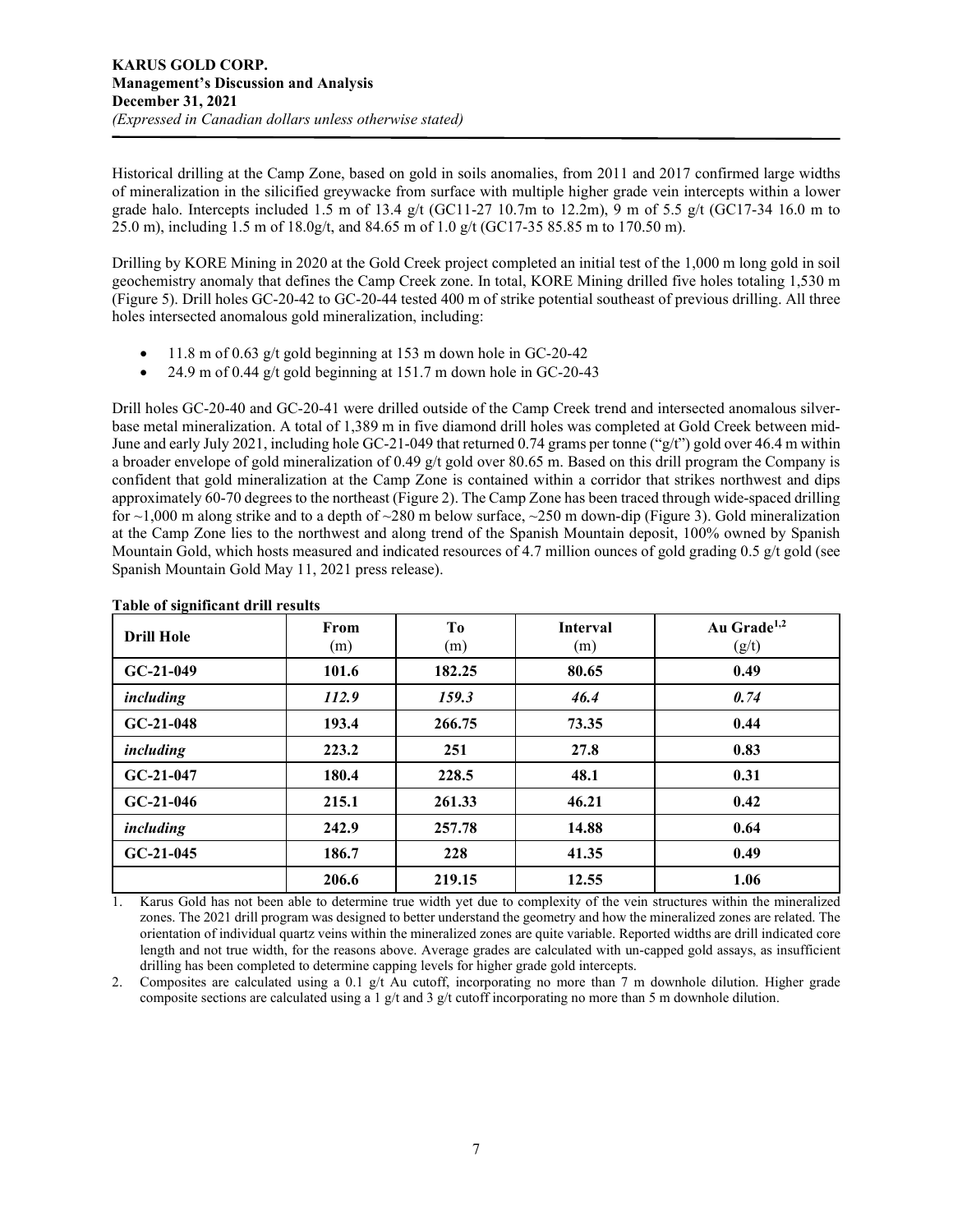Historical drilling at the Camp Zone, based on gold in soils anomalies, from 2011 and 2017 confirmed large widths of mineralization in the silicified greywacke from surface with multiple higher grade vein intercepts within a lower grade halo. Intercepts included 1.5 m of 13.4 g/t (GC11-27 10.7m to 12.2m), 9 m of 5.5 g/t (GC17-34 16.0 m to 25.0 m), including 1.5 m of 18.0g/t, and 84.65 m of 1.0 g/t (GC17-35 85.85 m to 170.50 m).

Drilling by KORE Mining in 2020 at the Gold Creek project completed an initial test of the 1,000 m long gold in soil geochemistry anomaly that defines the Camp Creek zone. In total, KORE Mining drilled five holes totaling 1,530 m (Figure 5). Drill holes GC-20-42 to GC-20-44 tested 400 m of strike potential southeast of previous drilling. All three holes intersected anomalous gold mineralization, including:

- 11.8 m of 0.63 g/t gold beginning at 153 m down hole in GC-20-42
- 24.9 m of 0.44 g/t gold beginning at 151.7 m down hole in GC-20-43

Drill holes GC-20-40 and GC-20-41 were drilled outside of the Camp Creek trend and intersected anomalous silver-base metal mineralization. A total of 1,389 m in five diamond drill holes was completed at Gold Creek between mid-June and early July 2021, including hole GC-21-049 that returned 0.74 grams per tonne ("g/t") gold over 46.4 m within a broader envelope of gold mineralization of 0.49 g/t gold over 80.65 m. Based on this drill program the Company is confident that gold mineralization at the Camp Zone is contained within a corridor that strikes northwest and dips approximately 60-70 degrees to the northeast (Figure 2). The Camp Zone has been traced through wide-spaced drilling for ~1,000 m along strike and to a depth of ~280 m below surface, ~250 m down-dip (Figure 3). Gold mineralization at the Camp Zone lies to the northwest and along trend of the Spanish Mountain deposit, 100% owned by Spanish Mountain Gold, which hosts measured and indicated resources of 4.7 million ounces of gold grading 0.5 g/t gold (see Spanish Mountain Gold May 11, 2021 press release).

**Table of significant drill results**

| Drill Hole | From (m) | To (m) | Interval (m) | Au Grade[1,2] (g/t) |
|---|---|---|---|---|
| **GC-21-049** | **101.6** | **182.25** | **80.65** | **0.49** |
| ***including*** | ***112.9*** | ***159.3*** | ***46.4*** | ***0.74*** |
| **GC-21-048** | **193.4** | **266.75** | **73.35** | **0.44** |
| ***including*** | **223.2** | **251** | **27.8** | **0.83** |
| **GC-21-047** | **180.4** | **228.5** | **48.1** | **0.31** |
| **GC-21-046** | **215.1** | **261.33** | **46.21** | **0.42** |
| ***including*** | **242.9** | **257.78** | **14.88** | **0.64** |
| **GC-21-045** | **186.7** | **228** | **41.35** | **0.49** |
| | **206.6** | **219.15** | **12.55** | **1.06** |

1. Karus Gold has not been able to determine true width yet due to complexity of the vein structures within the mineralized zones. The 2021 drill program was designed to better understand the geometry and how the mineralized zones are related. The orientation of individual quartz veins within the mineralized zones are quite variable. Reported widths are drill indicated core length and not true width, for the reasons above. Average grades are calculated with un-capped gold assays, as insufficient drilling has been completed to determine capping levels for higher grade gold intercepts.
2. Composites are calculated using a 0.1 g/t Au cutoff, incorporating no more than 7 m downhole dilution. Higher grade composite sections are calculated using a 1 g/t and 3 g/t cutoff incorporating no more than 5 m downhole dilution.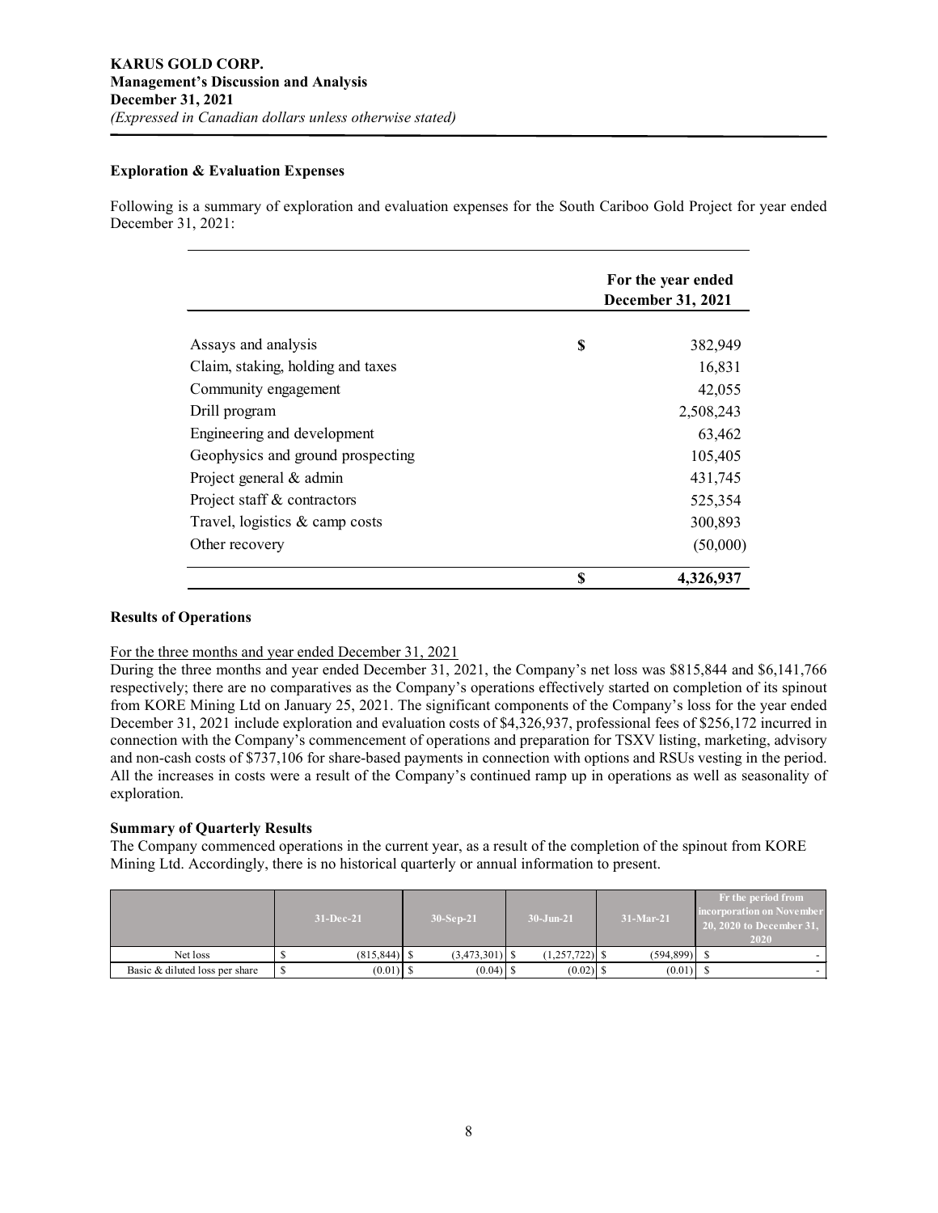### Exploration & Evaluation Expenses

Following is a summary of exploration and evaluation expenses for the South Cariboo Gold Project for year ended December 31, 2021:

| | For the year ended December 31, 2021 |
|---|---|
| Assays and analysis | $ 382,949 |
| Claim, staking, holding and taxes | 16,831 |
| Community engagement | 42,055 |
| Drill program | 2,508,243 |
| Engineering and development | 63,462 |
| Geophysics and ground prospecting | 105,405 |
| Project general & admin | 431,745 |
| Project staff & contractors | 525,354 |
| Travel, logistics & camp costs | 300,893 |
| Other recovery | (50,000) |
| | **$ 4,326,937** |

### Results of Operations

For the three months and year ended December 31, 2021

During the three months and year ended December 31, 2021, the Company's net loss was $815,844 and $6,141,766 respectively; there are no comparatives as the Company's operations effectively started on completion of its spinout from KORE Mining Ltd on January 25, 2021. The significant components of the Company's loss for the year ended December 31, 2021 include exploration and evaluation costs of $4,326,937, professional fees of $256,172 incurred in connection with the Company's commencement of operations and preparation for TSXV listing, marketing, advisory and non-cash costs of $737,106 for share-based payments in connection with options and RSUs vesting in the period. All the increases in costs were a result of the Company's continued ramp up in operations as well as seasonality of exploration.

### Summary of Quarterly Results

The Company commenced operations in the current year, as a result of the completion of the spinout from KORE Mining Ltd. Accordingly, there is no historical quarterly or annual information to present.

| | 31-Dec-21 | 30-Sep-21 | 30-Jun-21 | 31-Mar-21 | Fr the period from incorporation on November 20, 2020 to December 31, 2020 |
|---|---|---|---|---|---|
| Net loss | $ (815,844) | $ (3,473,301) | $ (1,257,722) | $ (594,899) | $ - |
| Basic & diluted loss per share | $ (0.01) | $ (0.04) | $ (0.02) | $ (0.01) | $ - |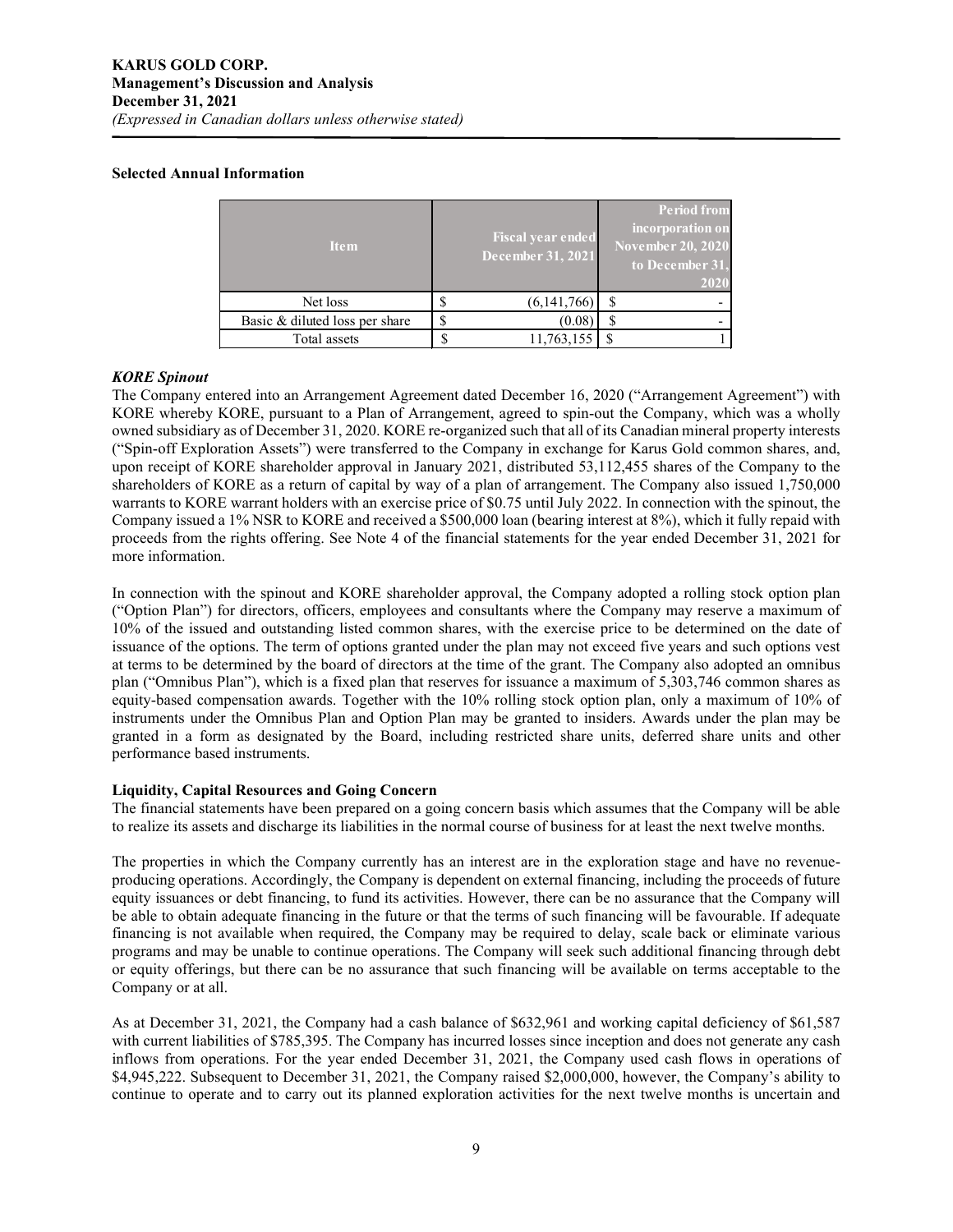## Selected Annual Information

| Item | Fiscal year ended December 31, 2021 | Period from incorporation on November 20, 2020 to December 31, 2020 |
|---|---|---|
| Net loss | $ (6,141,766) | $ - |
| Basic & diluted loss per share | $ (0.08) | $ - |
| Total assets | $ 11,763,155 | $ 1 |

### *KORE Spinout*

The Company entered into an Arrangement Agreement dated December 16, 2020 ("Arrangement Agreement") with KORE whereby KORE, pursuant to a Plan of Arrangement, agreed to spin-out the Company, which was a wholly owned subsidiary as of December 31, 2020. KORE re-organized such that all of its Canadian mineral property interests ("Spin-off Exploration Assets") were transferred to the Company in exchange for Karus Gold common shares, and, upon receipt of KORE shareholder approval in January 2021, distributed 53,112,455 shares of the Company to the shareholders of KORE as a return of capital by way of a plan of arrangement. The Company also issued 1,750,000 warrants to KORE warrant holders with an exercise price of $0.75 until July 2022. In connection with the spinout, the Company issued a 1% NSR to KORE and received a $500,000 loan (bearing interest at 8%), which it fully repaid with proceeds from the rights offering. See Note 4 of the financial statements for the year ended December 31, 2021 for more information.

In connection with the spinout and KORE shareholder approval, the Company adopted a rolling stock option plan ("Option Plan") for directors, officers, employees and consultants where the Company may reserve a maximum of 10% of the issued and outstanding listed common shares, with the exercise price to be determined on the date of issuance of the options. The term of options granted under the plan may not exceed five years and such options vest at terms to be determined by the board of directors at the time of the grant. The Company also adopted an omnibus plan ("Omnibus Plan"), which is a fixed plan that reserves for issuance a maximum of 5,303,746 common shares as equity-based compensation awards. Together with the 10% rolling stock option plan, only a maximum of 10% of instruments under the Omnibus Plan and Option Plan may be granted to insiders. Awards under the plan may be granted in a form as designated by the Board, including restricted share units, deferred share units and other performance based instruments.

## Liquidity, Capital Resources and Going Concern

The financial statements have been prepared on a going concern basis which assumes that the Company will be able to realize its assets and discharge its liabilities in the normal course of business for at least the next twelve months.

The properties in which the Company currently has an interest are in the exploration stage and have no revenue-producing operations. Accordingly, the Company is dependent on external financing, including the proceeds of future equity issuances or debt financing, to fund its activities. However, there can be no assurance that the Company will be able to obtain adequate financing in the future or that the terms of such financing will be favourable. If adequate financing is not available when required, the Company may be required to delay, scale back or eliminate various programs and may be unable to continue operations. The Company will seek such additional financing through debt or equity offerings, but there can be no assurance that such financing will be available on terms acceptable to the Company or at all.

As at December 31, 2021, the Company had a cash balance of $632,961 and working capital deficiency of $61,587 with current liabilities of $785,395. The Company has incurred losses since inception and does not generate any cash inflows from operations. For the year ended December 31, 2021, the Company used cash flows in operations of $4,945,222. Subsequent to December 31, 2021, the Company raised $2,000,000, however, the Company's ability to continue to operate and to carry out its planned exploration activities for the next twelve months is uncertain and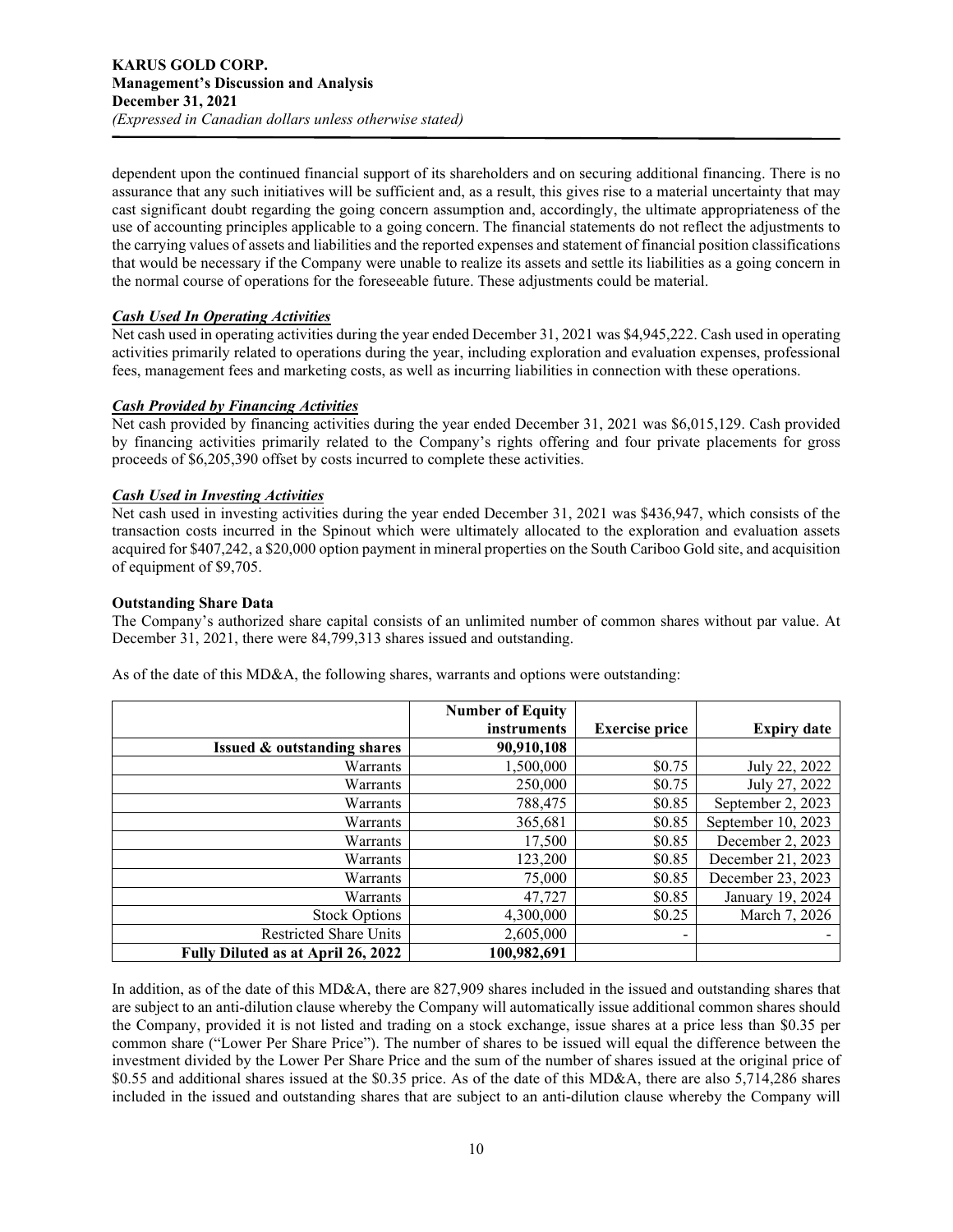dependent upon the continued financial support of its shareholders and on securing additional financing. There is no assurance that any such initiatives will be sufficient and, as a result, this gives rise to a material uncertainty that may cast significant doubt regarding the going concern assumption and, accordingly, the ultimate appropriateness of the use of accounting principles applicable to a going concern. The financial statements do not reflect the adjustments to the carrying values of assets and liabilities and the reported expenses and statement of financial position classifications that would be necessary if the Company were unable to realize its assets and settle its liabilities as a going concern in the normal course of operations for the foreseeable future. These adjustments could be material.

***Cash Used In Operating Activities***

Net cash used in operating activities during the year ended December 31, 2021 was $4,945,222. Cash used in operating activities primarily related to operations during the year, including exploration and evaluation expenses, professional fees, management fees and marketing costs, as well as incurring liabilities in connection with these operations.

***Cash Provided by Financing Activities***

Net cash provided by financing activities during the year ended December 31, 2021 was $6,015,129. Cash provided by financing activities primarily related to the Company's rights offering and four private placements for gross proceeds of $6,205,390 offset by costs incurred to complete these activities.

***Cash Used in Investing Activities***

Net cash used in investing activities during the year ended December 31, 2021 was $436,947, which consists of the transaction costs incurred in the Spinout which were ultimately allocated to the exploration and evaluation assets acquired for $407,242, a $20,000 option payment in mineral properties on the South Cariboo Gold site, and acquisition of equipment of $9,705.

**Outstanding Share Data**

The Company's authorized share capital consists of an unlimited number of common shares without par value. At December 31, 2021, there were 84,799,313 shares issued and outstanding.

As of the date of this MD&A, the following shares, warrants and options were outstanding:

| | Number of Equity instruments | Exercise price | Expiry date |
|---|---|---|---|
| **Issued & outstanding shares** | **90,910,108** | | |
| Warrants | 1,500,000 | $0.75 | July 22, 2022 |
| Warrants | 250,000 | $0.75 | July 27, 2022 |
| Warrants | 788,475 | $0.85 | September 2, 2023 |
| Warrants | 365,681 | $0.85 | September 10, 2023 |
| Warrants | 17,500 | $0.85 | December 2, 2023 |
| Warrants | 123,200 | $0.85 | December 21, 2023 |
| Warrants | 75,000 | $0.85 | December 23, 2023 |
| Warrants | 47,727 | $0.85 | January 19, 2024 |
| Stock Options | 4,300,000 | $0.25 | March 7, 2026 |
| Restricted Share Units | 2,605,000 | - | - |
| **Fully Diluted as at April 26, 2022** | **100,982,691** | | |

In addition, as of the date of this MD&A, there are 827,909 shares included in the issued and outstanding shares that are subject to an anti-dilution clause whereby the Company will automatically issue additional common shares should the Company, provided it is not listed and trading on a stock exchange, issue shares at a price less than $0.35 per common share ("Lower Per Share Price"). The number of shares to be issued will equal the difference between the investment divided by the Lower Per Share Price and the sum of the number of shares issued at the original price of $0.55 and additional shares issued at the $0.35 price. As of the date of this MD&A, there are also 5,714,286 shares included in the issued and outstanding shares that are subject to an anti-dilution clause whereby the Company will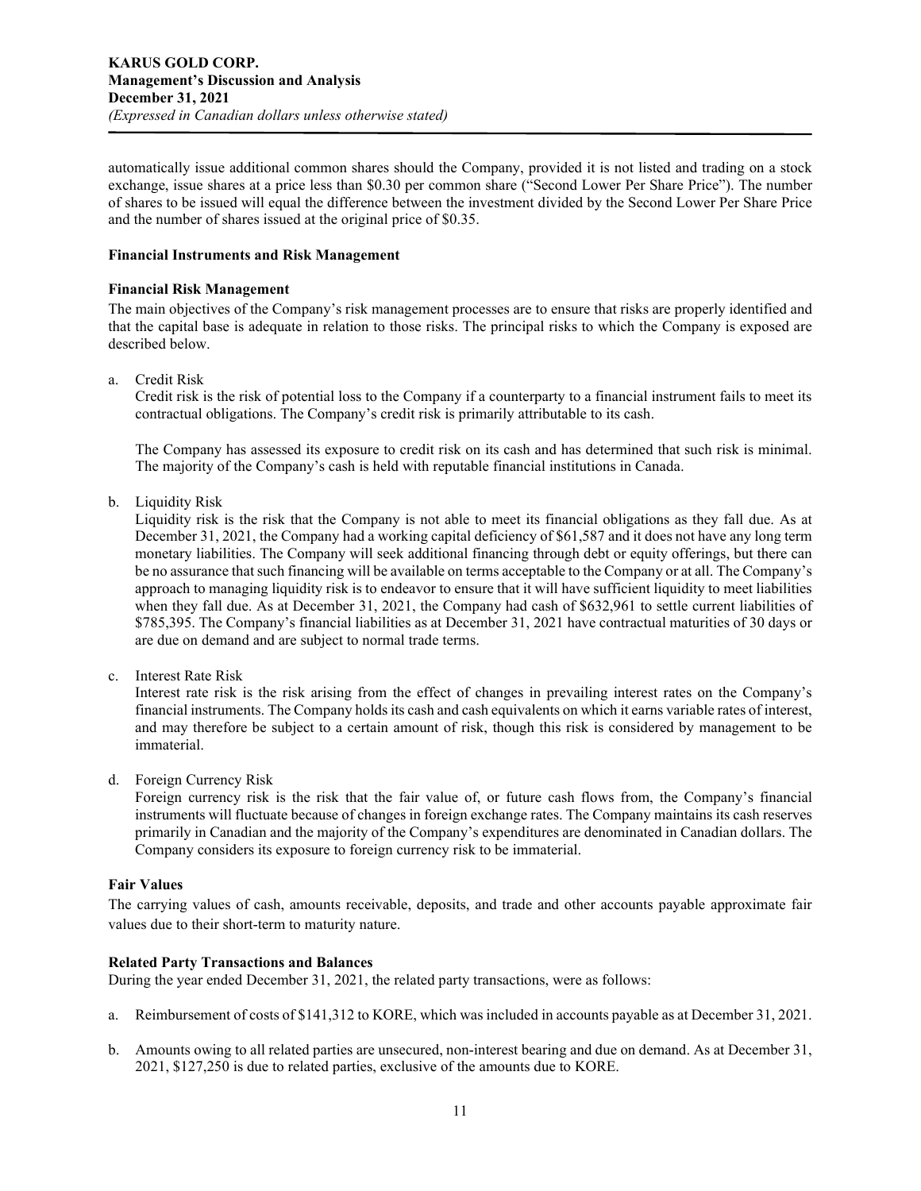automatically issue additional common shares should the Company, provided it is not listed and trading on a stock exchange, issue shares at a price less than $0.30 per common share ("Second Lower Per Share Price"). The number of shares to be issued will equal the difference between the investment divided by the Second Lower Per Share Price and the number of shares issued at the original price of $0.35.

**Financial Instruments and Risk Management**

**Financial Risk Management**

The main objectives of the Company's risk management processes are to ensure that risks are properly identified and that the capital base is adequate in relation to those risks. The principal risks to which the Company is exposed are described below.

a. Credit Risk

   Credit risk is the risk of potential loss to the Company if a counterparty to a financial instrument fails to meet its contractual obligations. The Company's credit risk is primarily attributable to its cash.

   The Company has assessed its exposure to credit risk on its cash and has determined that such risk is minimal. The majority of the Company's cash is held with reputable financial institutions in Canada.

b. Liquidity Risk

   Liquidity risk is the risk that the Company is not able to meet its financial obligations as they fall due. As at December 31, 2021, the Company had a working capital deficiency of $61,587 and it does not have any long term monetary liabilities. The Company will seek additional financing through debt or equity offerings, but there can be no assurance that such financing will be available on terms acceptable to the Company or at all. The Company's approach to managing liquidity risk is to endeavor to ensure that it will have sufficient liquidity to meet liabilities when they fall due. As at December 31, 2021, the Company had cash of $632,961 to settle current liabilities of $785,395. The Company's financial liabilities as at December 31, 2021 have contractual maturities of 30 days or are due on demand and are subject to normal trade terms.

c. Interest Rate Risk

   Interest rate risk is the risk arising from the effect of changes in prevailing interest rates on the Company's financial instruments. The Company holds its cash and cash equivalents on which it earns variable rates of interest, and may therefore be subject to a certain amount of risk, though this risk is considered by management to be immaterial.

d. Foreign Currency Risk

   Foreign currency risk is the risk that the fair value of, or future cash flows from, the Company's financial instruments will fluctuate because of changes in foreign exchange rates. The Company maintains its cash reserves primarily in Canadian and the majority of the Company's expenditures are denominated in Canadian dollars. The Company considers its exposure to foreign currency risk to be immaterial.

**Fair Values**

The carrying values of cash, amounts receivable, deposits, and trade and other accounts payable approximate fair values due to their short-term to maturity nature.

**Related Party Transactions and Balances**

During the year ended December 31, 2021, the related party transactions, were as follows:

a. Reimbursement of costs of $141,312 to KORE, which was included in accounts payable as at December 31, 2021.

b. Amounts owing to all related parties are unsecured, non-interest bearing and due on demand. As at December 31, 2021, $127,250 is due to related parties, exclusive of the amounts due to KORE.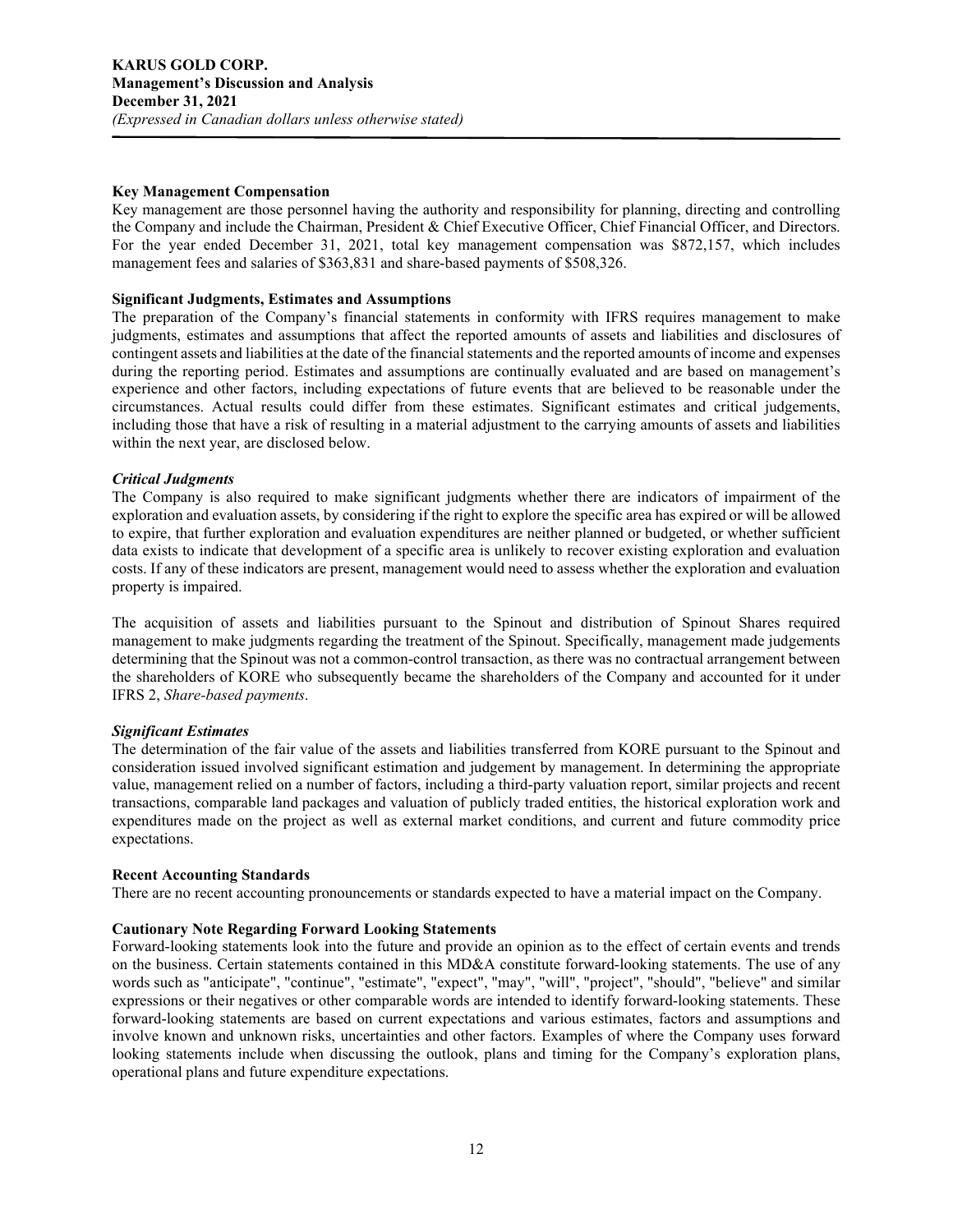## Key Management Compensation

Key management are those personnel having the authority and responsibility for planning, directing and controlling the Company and include the Chairman, President & Chief Executive Officer, Chief Financial Officer, and Directors. For the year ended December 31, 2021, total key management compensation was $872,157, which includes management fees and salaries of $363,831 and share-based payments of $508,326.

## Significant Judgments, Estimates and Assumptions

The preparation of the Company's financial statements in conformity with IFRS requires management to make judgments, estimates and assumptions that affect the reported amounts of assets and liabilities and disclosures of contingent assets and liabilities at the date of the financial statements and the reported amounts of income and expenses during the reporting period. Estimates and assumptions are continually evaluated and are based on management's experience and other factors, including expectations of future events that are believed to be reasonable under the circumstances. Actual results could differ from these estimates. Significant estimates and critical judgements, including those that have a risk of resulting in a material adjustment to the carrying amounts of assets and liabilities within the next year, are disclosed below.

### *Critical Judgments*

The Company is also required to make significant judgments whether there are indicators of impairment of the exploration and evaluation assets, by considering if the right to explore the specific area has expired or will be allowed to expire, that further exploration and evaluation expenditures are neither planned or budgeted, or whether sufficient data exists to indicate that development of a specific area is unlikely to recover existing exploration and evaluation costs. If any of these indicators are present, management would need to assess whether the exploration and evaluation property is impaired.

The acquisition of assets and liabilities pursuant to the Spinout and distribution of Spinout Shares required management to make judgments regarding the treatment of the Spinout. Specifically, management made judgements determining that the Spinout was not a common-control transaction, as there was no contractual arrangement between the shareholders of KORE who subsequently became the shareholders of the Company and accounted for it under IFRS 2, *Share-based payments*.

### *Significant Estimates*

The determination of the fair value of the assets and liabilities transferred from KORE pursuant to the Spinout and consideration issued involved significant estimation and judgement by management. In determining the appropriate value, management relied on a number of factors, including a third-party valuation report, similar projects and recent transactions, comparable land packages and valuation of publicly traded entities, the historical exploration work and expenditures made on the project as well as external market conditions, and current and future commodity price expectations.

## Recent Accounting Standards

There are no recent accounting pronouncements or standards expected to have a material impact on the Company.

## Cautionary Note Regarding Forward Looking Statements

Forward-looking statements look into the future and provide an opinion as to the effect of certain events and trends on the business. Certain statements contained in this MD&A constitute forward-looking statements. The use of any words such as "anticipate", "continue", "estimate", "expect", "may", "will", "project", "should", "believe" and similar expressions or their negatives or other comparable words are intended to identify forward-looking statements. These forward-looking statements are based on current expectations and various estimates, factors and assumptions and involve known and unknown risks, uncertainties and other factors. Examples of where the Company uses forward looking statements include when discussing the outlook, plans and timing for the Company's exploration plans, operational plans and future expenditure expectations.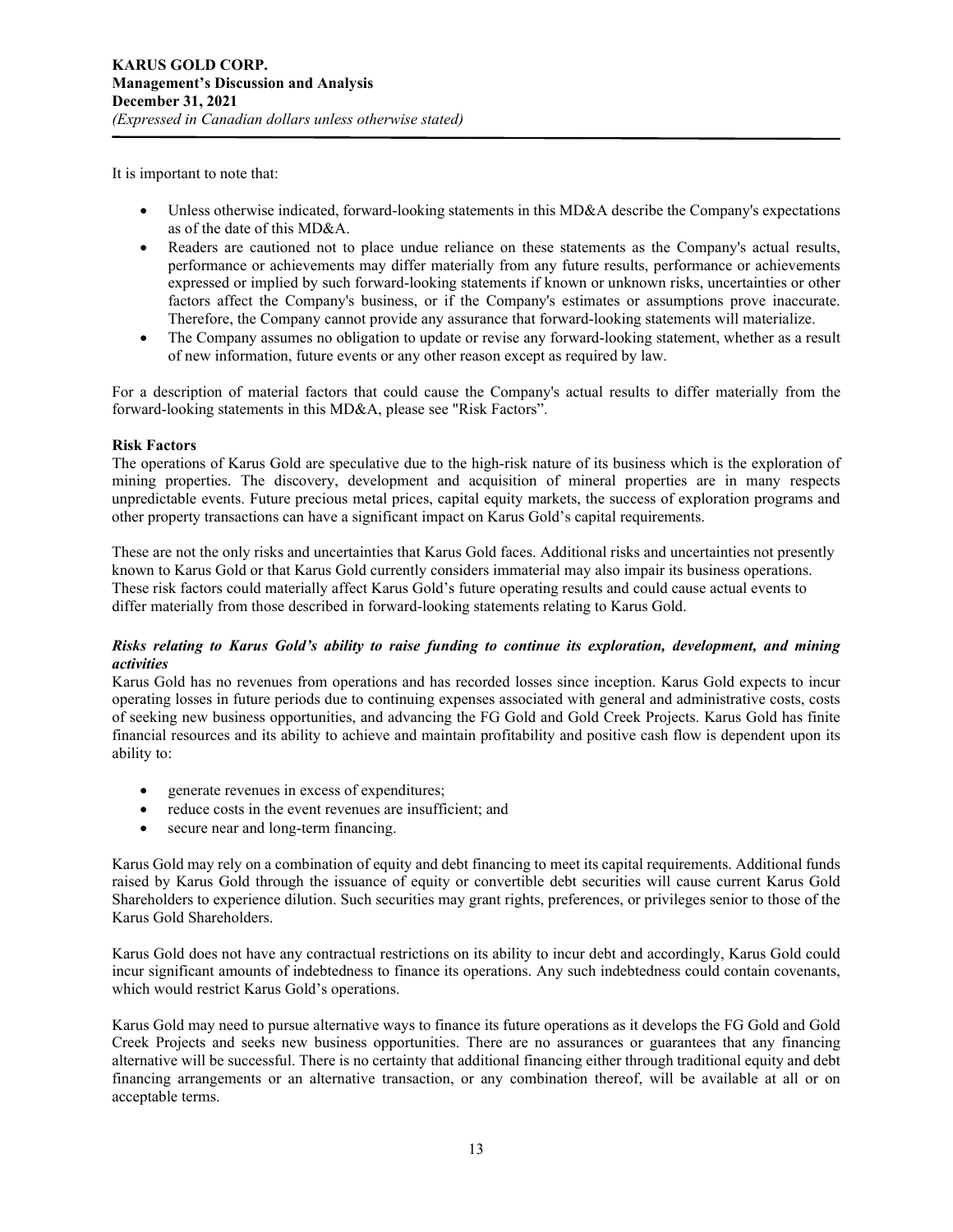It is important to note that:

- Unless otherwise indicated, forward-looking statements in this MD&A describe the Company's expectations as of the date of this MD&A.
- Readers are cautioned not to place undue reliance on these statements as the Company's actual results, performance or achievements may differ materially from any future results, performance or achievements expressed or implied by such forward-looking statements if known or unknown risks, uncertainties or other factors affect the Company's business, or if the Company's estimates or assumptions prove inaccurate. Therefore, the Company cannot provide any assurance that forward-looking statements will materialize.
- The Company assumes no obligation to update or revise any forward-looking statement, whether as a result of new information, future events or any other reason except as required by law.

For a description of material factors that could cause the Company's actual results to differ materially from the forward-looking statements in this MD&A, please see "Risk Factors".

**Risk Factors**

The operations of Karus Gold are speculative due to the high-risk nature of its business which is the exploration of mining properties. The discovery, development and acquisition of mineral properties are in many respects unpredictable events. Future precious metal prices, capital equity markets, the success of exploration programs and other property transactions can have a significant impact on Karus Gold's capital requirements.

These are not the only risks and uncertainties that Karus Gold faces. Additional risks and uncertainties not presently known to Karus Gold or that Karus Gold currently considers immaterial may also impair its business operations. These risk factors could materially affect Karus Gold's future operating results and could cause actual events to differ materially from those described in forward-looking statements relating to Karus Gold.

***Risks relating to Karus Gold's ability to raise funding to continue its exploration, development, and mining activities***

Karus Gold has no revenues from operations and has recorded losses since inception. Karus Gold expects to incur operating losses in future periods due to continuing expenses associated with general and administrative costs, costs of seeking new business opportunities, and advancing the FG Gold and Gold Creek Projects. Karus Gold has finite financial resources and its ability to achieve and maintain profitability and positive cash flow is dependent upon its ability to:

- generate revenues in excess of expenditures;
- reduce costs in the event revenues are insufficient; and
- secure near and long-term financing.

Karus Gold may rely on a combination of equity and debt financing to meet its capital requirements. Additional funds raised by Karus Gold through the issuance of equity or convertible debt securities will cause current Karus Gold Shareholders to experience dilution. Such securities may grant rights, preferences, or privileges senior to those of the Karus Gold Shareholders.

Karus Gold does not have any contractual restrictions on its ability to incur debt and accordingly, Karus Gold could incur significant amounts of indebtedness to finance its operations. Any such indebtedness could contain covenants, which would restrict Karus Gold's operations.

Karus Gold may need to pursue alternative ways to finance its future operations as it develops the FG Gold and Gold Creek Projects and seeks new business opportunities. There are no assurances or guarantees that any financing alternative will be successful. There is no certainty that additional financing either through traditional equity and debt financing arrangements or an alternative transaction, or any combination thereof, will be available at all or on acceptable terms.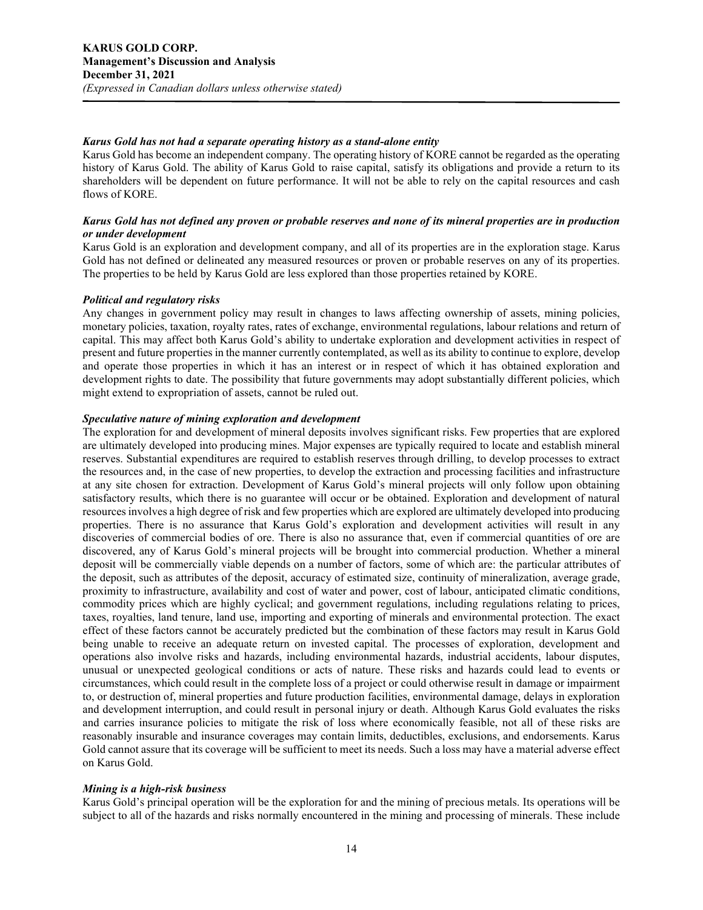### *Karus Gold has not had a separate operating history as a stand-alone entity*

Karus Gold has become an independent company. The operating history of KORE cannot be regarded as the operating history of Karus Gold. The ability of Karus Gold to raise capital, satisfy its obligations and provide a return to its shareholders will be dependent on future performance. It will not be able to rely on the capital resources and cash flows of KORE.

### *Karus Gold has not defined any proven or probable reserves and none of its mineral properties are in production or under development*

Karus Gold is an exploration and development company, and all of its properties are in the exploration stage. Karus Gold has not defined or delineated any measured resources or proven or probable reserves on any of its properties. The properties to be held by Karus Gold are less explored than those properties retained by KORE.

### *Political and regulatory risks*

Any changes in government policy may result in changes to laws affecting ownership of assets, mining policies, monetary policies, taxation, royalty rates, rates of exchange, environmental regulations, labour relations and return of capital. This may affect both Karus Gold's ability to undertake exploration and development activities in respect of present and future properties in the manner currently contemplated, as well as its ability to continue to explore, develop and operate those properties in which it has an interest or in respect of which it has obtained exploration and development rights to date. The possibility that future governments may adopt substantially different policies, which might extend to expropriation of assets, cannot be ruled out.

### *Speculative nature of mining exploration and development*

The exploration for and development of mineral deposits involves significant risks. Few properties that are explored are ultimately developed into producing mines. Major expenses are typically required to locate and establish mineral reserves. Substantial expenditures are required to establish reserves through drilling, to develop processes to extract the resources and, in the case of new properties, to develop the extraction and processing facilities and infrastructure at any site chosen for extraction. Development of Karus Gold's mineral projects will only follow upon obtaining satisfactory results, which there is no guarantee will occur or be obtained. Exploration and development of natural resources involves a high degree of risk and few properties which are explored are ultimately developed into producing properties. There is no assurance that Karus Gold's exploration and development activities will result in any discoveries of commercial bodies of ore. There is also no assurance that, even if commercial quantities of ore are discovered, any of Karus Gold's mineral projects will be brought into commercial production. Whether a mineral deposit will be commercially viable depends on a number of factors, some of which are: the particular attributes of the deposit, such as attributes of the deposit, accuracy of estimated size, continuity of mineralization, average grade, proximity to infrastructure, availability and cost of water and power, cost of labour, anticipated climatic conditions, commodity prices which are highly cyclical; and government regulations, including regulations relating to prices, taxes, royalties, land tenure, land use, importing and exporting of minerals and environmental protection. The exact effect of these factors cannot be accurately predicted but the combination of these factors may result in Karus Gold being unable to receive an adequate return on invested capital. The processes of exploration, development and operations also involve risks and hazards, including environmental hazards, industrial accidents, labour disputes, unusual or unexpected geological conditions or acts of nature. These risks and hazards could lead to events or circumstances, which could result in the complete loss of a project or could otherwise result in damage or impairment to, or destruction of, mineral properties and future production facilities, environmental damage, delays in exploration and development interruption, and could result in personal injury or death. Although Karus Gold evaluates the risks and carries insurance policies to mitigate the risk of loss where economically feasible, not all of these risks are reasonably insurable and insurance coverages may contain limits, deductibles, exclusions, and endorsements. Karus Gold cannot assure that its coverage will be sufficient to meet its needs. Such a loss may have a material adverse effect on Karus Gold.

### *Mining is a high-risk business*

Karus Gold's principal operation will be the exploration for and the mining of precious metals. Its operations will be subject to all of the hazards and risks normally encountered in the mining and processing of minerals. These include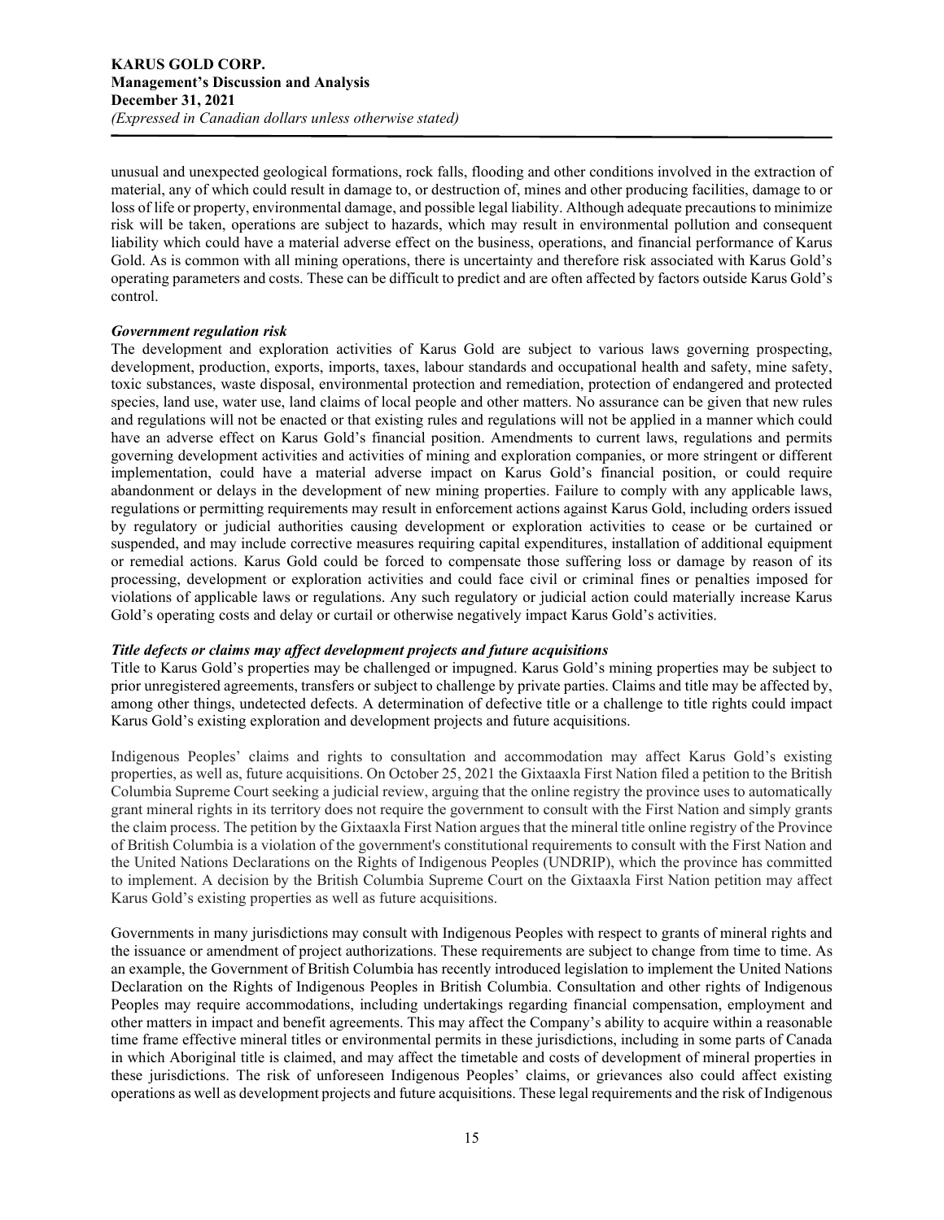unusual and unexpected geological formations, rock falls, flooding and other conditions involved in the extraction of material, any of which could result in damage to, or destruction of, mines and other producing facilities, damage to or loss of life or property, environmental damage, and possible legal liability. Although adequate precautions to minimize risk will be taken, operations are subject to hazards, which may result in environmental pollution and consequent liability which could have a material adverse effect on the business, operations, and financial performance of Karus Gold. As is common with all mining operations, there is uncertainty and therefore risk associated with Karus Gold's operating parameters and costs. These can be difficult to predict and are often affected by factors outside Karus Gold's control.

***Government regulation risk***

The development and exploration activities of Karus Gold are subject to various laws governing prospecting, development, production, exports, imports, taxes, labour standards and occupational health and safety, mine safety, toxic substances, waste disposal, environmental protection and remediation, protection of endangered and protected species, land use, water use, land claims of local people and other matters. No assurance can be given that new rules and regulations will not be enacted or that existing rules and regulations will not be applied in a manner which could have an adverse effect on Karus Gold's financial position. Amendments to current laws, regulations and permits governing development activities and activities of mining and exploration companies, or more stringent or different implementation, could have a material adverse impact on Karus Gold's financial position, or could require abandonment or delays in the development of new mining properties. Failure to comply with any applicable laws, regulations or permitting requirements may result in enforcement actions against Karus Gold, including orders issued by regulatory or judicial authorities causing development or exploration activities to cease or be curtained or suspended, and may include corrective measures requiring capital expenditures, installation of additional equipment or remedial actions. Karus Gold could be forced to compensate those suffering loss or damage by reason of its processing, development or exploration activities and could face civil or criminal fines or penalties imposed for violations of applicable laws or regulations. Any such regulatory or judicial action could materially increase Karus Gold's operating costs and delay or curtail or otherwise negatively impact Karus Gold's activities.

***Title defects or claims may affect development projects and future acquisitions***

Title to Karus Gold's properties may be challenged or impugned. Karus Gold's mining properties may be subject to prior unregistered agreements, transfers or subject to challenge by private parties. Claims and title may be affected by, among other things, undetected defects. A determination of defective title or a challenge to title rights could impact Karus Gold's existing exploration and development projects and future acquisitions.

Indigenous Peoples' claims and rights to consultation and accommodation may affect Karus Gold's existing properties, as well as, future acquisitions. On October 25, 2021 the Gixtaaxla First Nation filed a petition to the British Columbia Supreme Court seeking a judicial review, arguing that the online registry the province uses to automatically grant mineral rights in its territory does not require the government to consult with the First Nation and simply grants the claim process. The petition by the Gixtaaxla First Nation argues that the mineral title online registry of the Province of British Columbia is a violation of the government's constitutional requirements to consult with the First Nation and the United Nations Declarations on the Rights of Indigenous Peoples (UNDRIP), which the province has committed to implement. A decision by the British Columbia Supreme Court on the Gixtaaxla First Nation petition may affect Karus Gold's existing properties as well as future acquisitions.

Governments in many jurisdictions may consult with Indigenous Peoples with respect to grants of mineral rights and the issuance or amendment of project authorizations. These requirements are subject to change from time to time. As an example, the Government of British Columbia has recently introduced legislation to implement the United Nations Declaration on the Rights of Indigenous Peoples in British Columbia. Consultation and other rights of Indigenous Peoples may require accommodations, including undertakings regarding financial compensation, employment and other matters in impact and benefit agreements. This may affect the Company's ability to acquire within a reasonable time frame effective mineral titles or environmental permits in these jurisdictions, including in some parts of Canada in which Aboriginal title is claimed, and may affect the timetable and costs of development of mineral properties in these jurisdictions. The risk of unforeseen Indigenous Peoples' claims, or grievances also could affect existing operations as well as development projects and future acquisitions. These legal requirements and the risk of Indigenous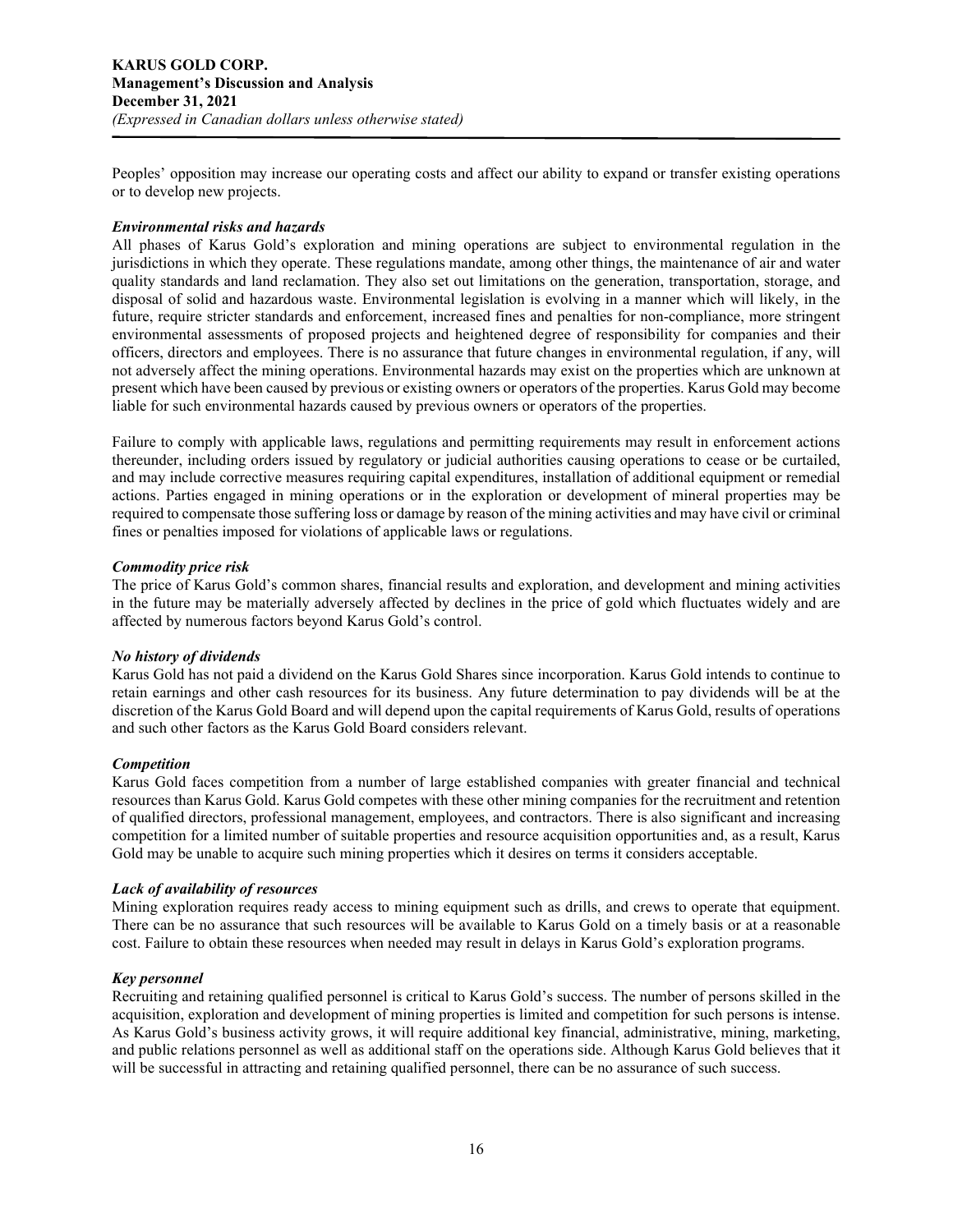Peoples' opposition may increase our operating costs and affect our ability to expand or transfer existing operations or to develop new projects.

***Environmental risks and hazards***

All phases of Karus Gold's exploration and mining operations are subject to environmental regulation in the jurisdictions in which they operate. These regulations mandate, among other things, the maintenance of air and water quality standards and land reclamation. They also set out limitations on the generation, transportation, storage, and disposal of solid and hazardous waste. Environmental legislation is evolving in a manner which will likely, in the future, require stricter standards and enforcement, increased fines and penalties for non-compliance, more stringent environmental assessments of proposed projects and heightened degree of responsibility for companies and their officers, directors and employees. There is no assurance that future changes in environmental regulation, if any, will not adversely affect the mining operations. Environmental hazards may exist on the properties which are unknown at present which have been caused by previous or existing owners or operators of the properties. Karus Gold may become liable for such environmental hazards caused by previous owners or operators of the properties.

Failure to comply with applicable laws, regulations and permitting requirements may result in enforcement actions thereunder, including orders issued by regulatory or judicial authorities causing operations to cease or be curtailed, and may include corrective measures requiring capital expenditures, installation of additional equipment or remedial actions. Parties engaged in mining operations or in the exploration or development of mineral properties may be required to compensate those suffering loss or damage by reason of the mining activities and may have civil or criminal fines or penalties imposed for violations of applicable laws or regulations.

***Commodity price risk***

The price of Karus Gold's common shares, financial results and exploration, and development and mining activities in the future may be materially adversely affected by declines in the price of gold which fluctuates widely and are affected by numerous factors beyond Karus Gold's control.

***No history of dividends***

Karus Gold has not paid a dividend on the Karus Gold Shares since incorporation. Karus Gold intends to continue to retain earnings and other cash resources for its business. Any future determination to pay dividends will be at the discretion of the Karus Gold Board and will depend upon the capital requirements of Karus Gold, results of operations and such other factors as the Karus Gold Board considers relevant.

***Competition***

Karus Gold faces competition from a number of large established companies with greater financial and technical resources than Karus Gold. Karus Gold competes with these other mining companies for the recruitment and retention of qualified directors, professional management, employees, and contractors. There is also significant and increasing competition for a limited number of suitable properties and resource acquisition opportunities and, as a result, Karus Gold may be unable to acquire such mining properties which it desires on terms it considers acceptable.

***Lack of availability of resources***

Mining exploration requires ready access to mining equipment such as drills, and crews to operate that equipment. There can be no assurance that such resources will be available to Karus Gold on a timely basis or at a reasonable cost. Failure to obtain these resources when needed may result in delays in Karus Gold's exploration programs.

***Key personnel***

Recruiting and retaining qualified personnel is critical to Karus Gold's success. The number of persons skilled in the acquisition, exploration and development of mining properties is limited and competition for such persons is intense. As Karus Gold's business activity grows, it will require additional key financial, administrative, mining, marketing, and public relations personnel as well as additional staff on the operations side. Although Karus Gold believes that it will be successful in attracting and retaining qualified personnel, there can be no assurance of such success.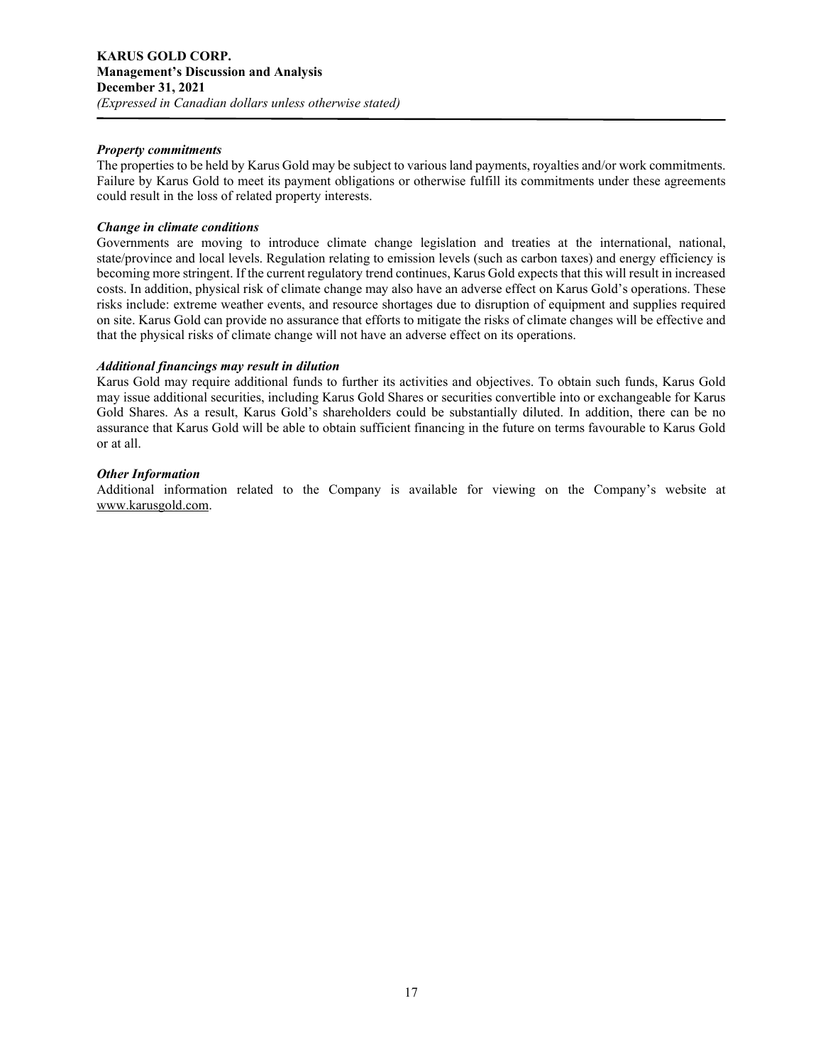***Property commitments***

The properties to be held by Karus Gold may be subject to various land payments, royalties and/or work commitments. Failure by Karus Gold to meet its payment obligations or otherwise fulfill its commitments under these agreements could result in the loss of related property interests.

***Change in climate conditions***

Governments are moving to introduce climate change legislation and treaties at the international, national, state/province and local levels. Regulation relating to emission levels (such as carbon taxes) and energy efficiency is becoming more stringent. If the current regulatory trend continues, Karus Gold expects that this will result in increased costs. In addition, physical risk of climate change may also have an adverse effect on Karus Gold's operations. These risks include: extreme weather events, and resource shortages due to disruption of equipment and supplies required on site. Karus Gold can provide no assurance that efforts to mitigate the risks of climate changes will be effective and that the physical risks of climate change will not have an adverse effect on its operations.

***Additional financings may result in dilution***

Karus Gold may require additional funds to further its activities and objectives. To obtain such funds, Karus Gold may issue additional securities, including Karus Gold Shares or securities convertible into or exchangeable for Karus Gold Shares. As a result, Karus Gold's shareholders could be substantially diluted. In addition, there can be no assurance that Karus Gold will be able to obtain sufficient financing in the future on terms favourable to Karus Gold or at all.

***Other Information***

Additional information related to the Company is available for viewing on the Company's website at www.karusgold.com.